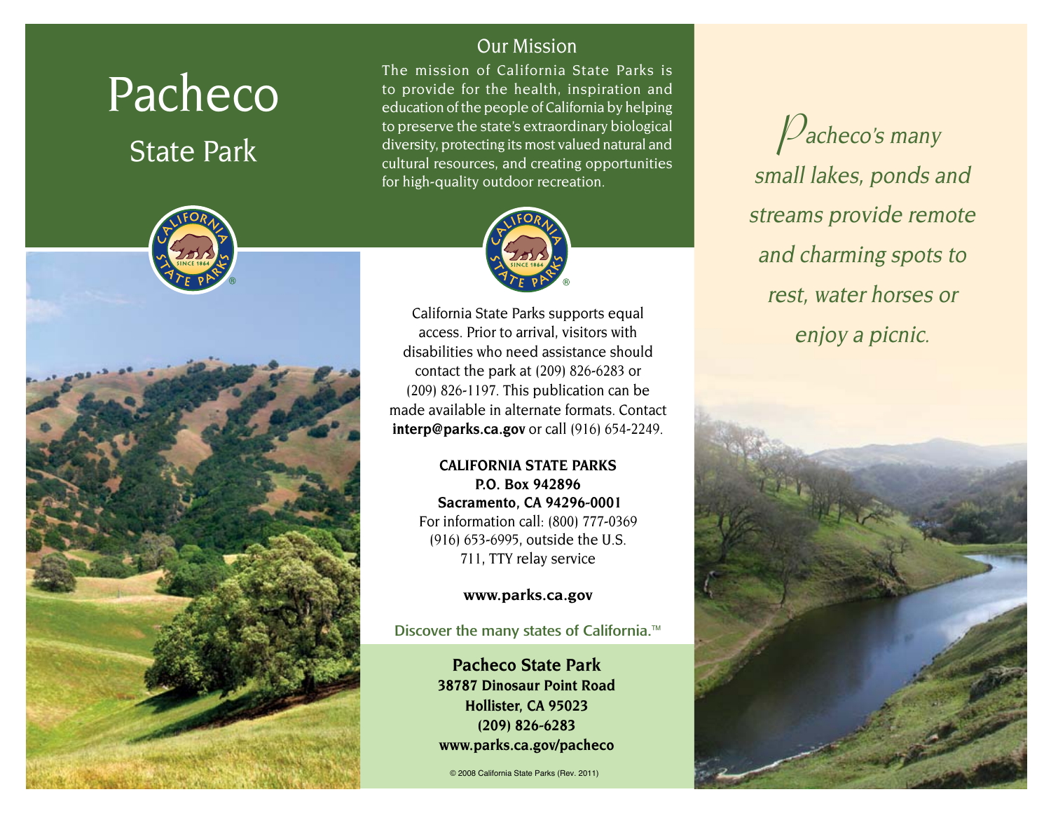# Pacheco

## State Park

## Our Mission

The mission of California State Parks is to provide for the health, inspiration and education of the people of California by helping to preserve the state's extraordinary biological diversity, protecting its most valued natural and cultural resources, and creating opportunities for high-quality outdoor recreation.

California State Parks supports equal access. Prior to arrival, visitors with disabilities who need assistance should contact the park at (209) 826-6283 or (209) 826-1197. This publication can be made available in alternate formats. Contact **interp@parks.ca.gov** or call (916) 654-2249.

**CALIFORNIA STATE PARKS**
**P.O. Box 942896**
**Sacramento, CA 94296-0001**
For information call: (800) 777-0369
(916) 653-6995, outside the U.S.
711, TTY relay service

**www.parks.ca.gov**

Discover the many states of California.™

**Pacheco State Park**
**38787 Dinosaur Point Road**
**Hollister, CA 95023**
**(209) 826-6283**
**www.parks.ca.gov/pacheco**

© 2008 California State Parks (Rev. 2011)

*Pacheco's many small lakes, ponds and streams provide remote and charming spots to rest, water horses or enjoy a picnic.*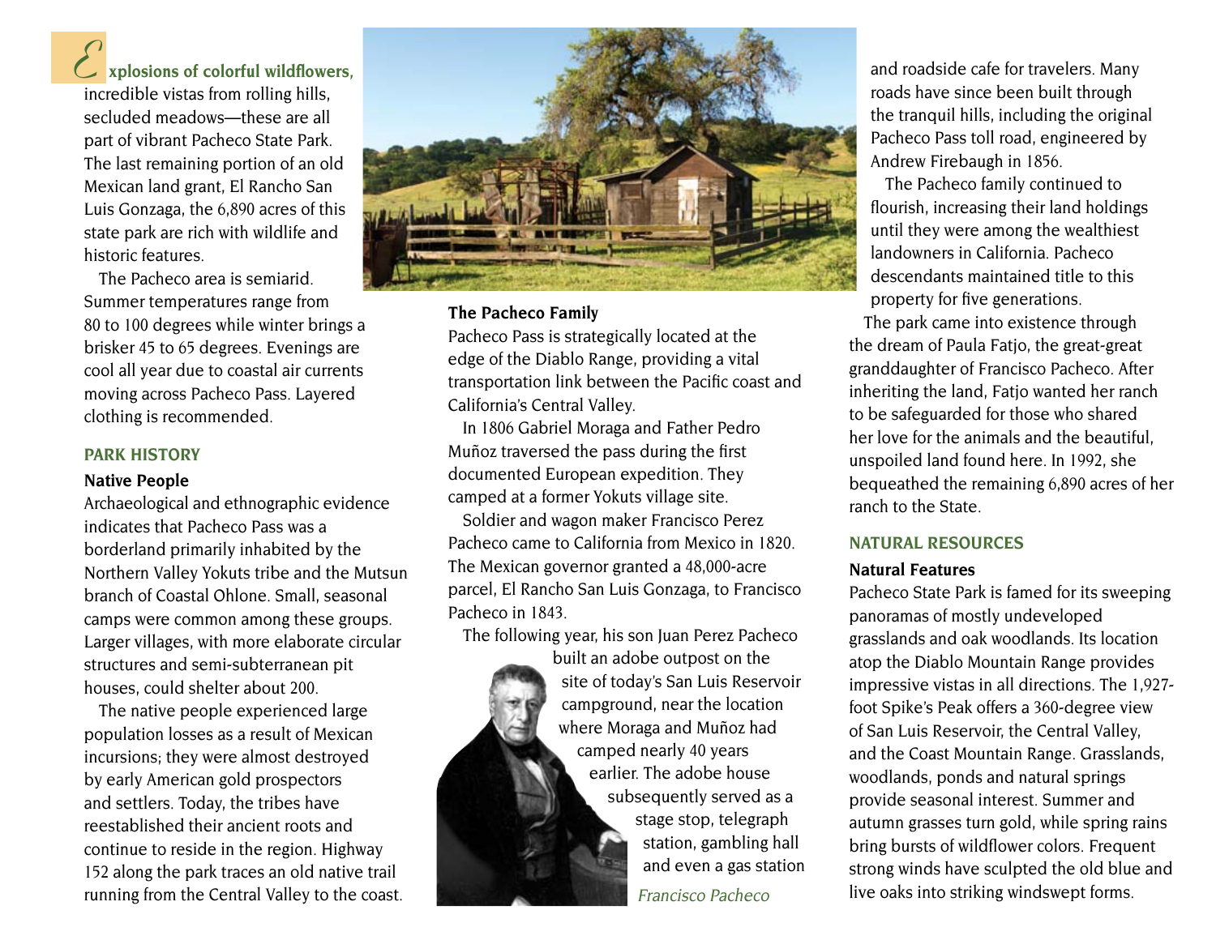Explosions of colorful wildflowers, incredible vistas from rolling hills, secluded meadows—these are all part of vibrant Pacheco State Park. The last remaining portion of an old Mexican land grant, El Rancho San Luis Gonzaga, the 6,890 acres of this state park are rich with wildlife and historic features.

The Pacheco area is semiarid. Summer temperatures range from 80 to 100 degrees while winter brings a brisker 45 to 65 degrees. Evenings are cool all year due to coastal air currents moving across Pacheco Pass. Layered clothing is recommended.

## PARK HISTORY

### Native People

Archaeological and ethnographic evidence indicates that Pacheco Pass was a borderland primarily inhabited by the Northern Valley Yokuts tribe and the Mutsun branch of Coastal Ohlone. Small, seasonal camps were common among these groups. Larger villages, with more elaborate circular structures and semi-subterranean pit houses, could shelter about 200.

The native people experienced large population losses as a result of Mexican incursions; they were almost destroyed by early American gold prospectors and settlers. Today, the tribes have reestablished their ancient roots and continue to reside in the region. Highway 152 along the park traces an old native trail running from the Central Valley to the coast.

### The Pacheco Family

Pacheco Pass is strategically located at the edge of the Diablo Range, providing a vital transportation link between the Pacific coast and California's Central Valley.

In 1806 Gabriel Moraga and Father Pedro Muñoz traversed the pass during the first documented European expedition. They camped at a former Yokuts village site.

Soldier and wagon maker Francisco Perez Pacheco came to California from Mexico in 1820. The Mexican governor granted a 48,000-acre parcel, El Rancho San Luis Gonzaga, to Francisco Pacheco in 1843.

The following year, his son Juan Perez Pacheco built an adobe outpost on the site of today's San Luis Reservoir campground, near the location where Moraga and Muñoz had camped nearly 40 years earlier. The adobe house subsequently served as a stage stop, telegraph station, gambling hall and even a gas station and roadside cafe for travelers. Many roads have since been built through the tranquil hills, including the original Pacheco Pass toll road, engineered by Andrew Firebaugh in 1856.

*Francisco Pacheco*

The Pacheco family continued to flourish, increasing their land holdings until they were among the wealthiest landowners in California. Pacheco descendants maintained title to this property for five generations.

The park came into existence through the dream of Paula Fatjo, the great-great granddaughter of Francisco Pacheco. After inheriting the land, Fatjo wanted her ranch to be safeguarded for those who shared her love for the animals and the beautiful, unspoiled land found here. In 1992, she bequeathed the remaining 6,890 acres of her ranch to the State.

## NATURAL RESOURCES

### Natural Features

Pacheco State Park is famed for its sweeping panoramas of mostly undeveloped grasslands and oak woodlands. Its location atop the Diablo Mountain Range provides impressive vistas in all directions. The 1,927-foot Spike's Peak offers a 360-degree view of San Luis Reservoir, the Central Valley, and the Coast Mountain Range. Grasslands, woodlands, ponds and natural springs provide seasonal interest. Summer and autumn grasses turn gold, while spring rains bring bursts of wildflower colors. Frequent strong winds have sculpted the old blue and live oaks into striking windswept forms.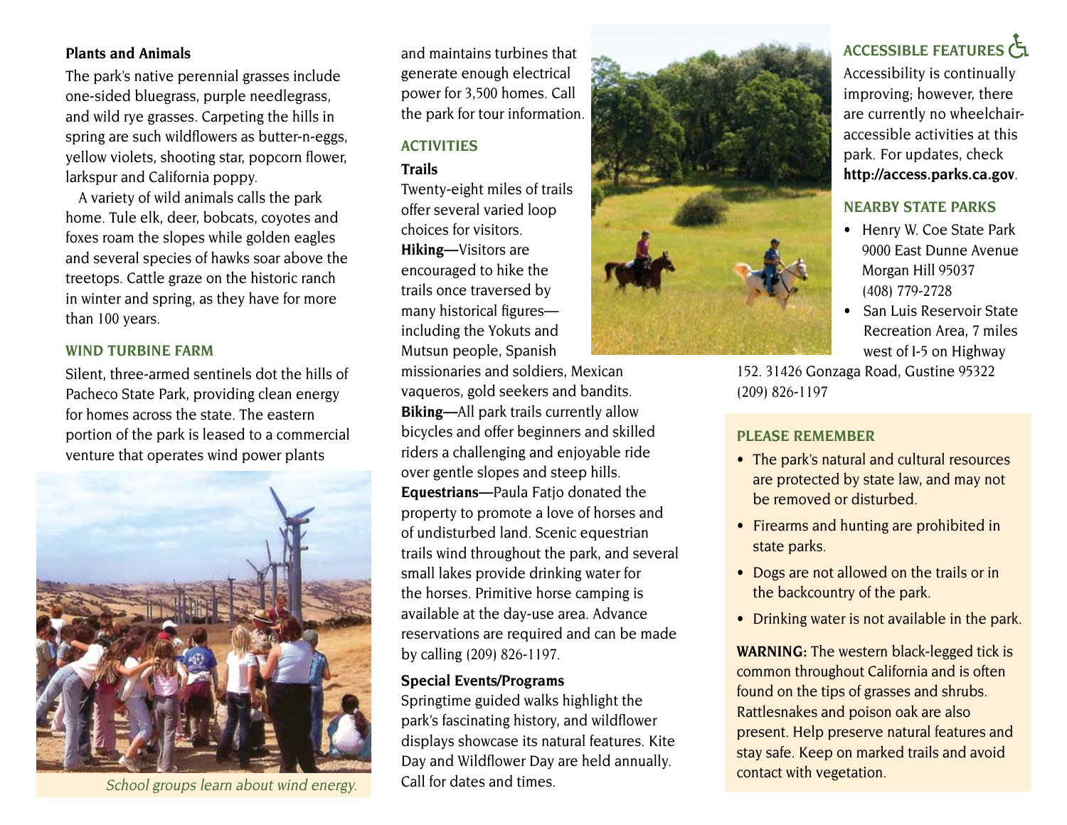### Plants and Animals

The park's native perennial grasses include one-sided bluegrass, purple needlegrass, and wild rye grasses. Carpeting the hills in spring are such wildflowers as butter-n-eggs, yellow violets, shooting star, popcorn flower, larkspur and California poppy.

A variety of wild animals calls the park home. Tule elk, deer, bobcats, coyotes and foxes roam the slopes while golden eagles and several species of hawks soar above the treetops. Cattle graze on the historic ranch in winter and spring, as they have for more than 100 years.

## WIND TURBINE FARM

Silent, three-armed sentinels dot the hills of Pacheco State Park, providing clean energy for homes across the state. The eastern portion of the park is leased to a commercial venture that operates wind power plants and maintains turbines that generate enough electrical power for 3,500 homes. Call the park for tour information.

*School groups learn about wind energy.*

## ACTIVITIES

### Trails

Twenty-eight miles of trails offer several varied loop choices for visitors.

**Hiking—**Visitors are encouraged to hike the trails once traversed by many historical figures—including the Yokuts and Mutsun people, Spanish missionaries and soldiers, Mexican vaqueros, gold seekers and bandits.

**Biking—**All park trails currently allow bicycles and offer beginners and skilled riders a challenging and enjoyable ride over gentle slopes and steep hills.

**Equestrians—**Paula Fatjo donated the property to promote a love of horses and of undisturbed land. Scenic equestrian trails wind throughout the park, and several small lakes provide drinking water for the horses. Primitive horse camping is available at the day-use area. Advance reservations are required and can be made by calling (209) 826-1197.

### Special Events/Programs

Springtime guided walks highlight the park's fascinating history, and wildflower displays showcase its natural features. Kite Day and Wildflower Day are held annually. Call for dates and times.

## ACCESSIBLE FEATURES

Accessibility is continually improving; however, there are currently no wheelchair-accessible activities at this park. For updates, check **http://access.parks.ca.gov**.

## NEARBY STATE PARKS

- Henry W. Coe State Park 9000 East Dunne Avenue Morgan Hill 95037 (408) 779-2728
- San Luis Reservoir State Recreation Area, 7 miles west of I-5 on Highway 152. 31426 Gonzaga Road, Gustine 95322 (209) 826-1197

## PLEASE REMEMBER

- The park's natural and cultural resources are protected by state law, and may not be removed or disturbed.
- Firearms and hunting are prohibited in state parks.
- Dogs are not allowed on the trails or in the backcountry of the park.
- Drinking water is not available in the park.

**WARNING:** The western black-legged tick is common throughout California and is often found on the tips of grasses and shrubs. Rattlesnakes and poison oak are also present. Help preserve natural features and stay safe. Keep on marked trails and avoid contact with vegetation.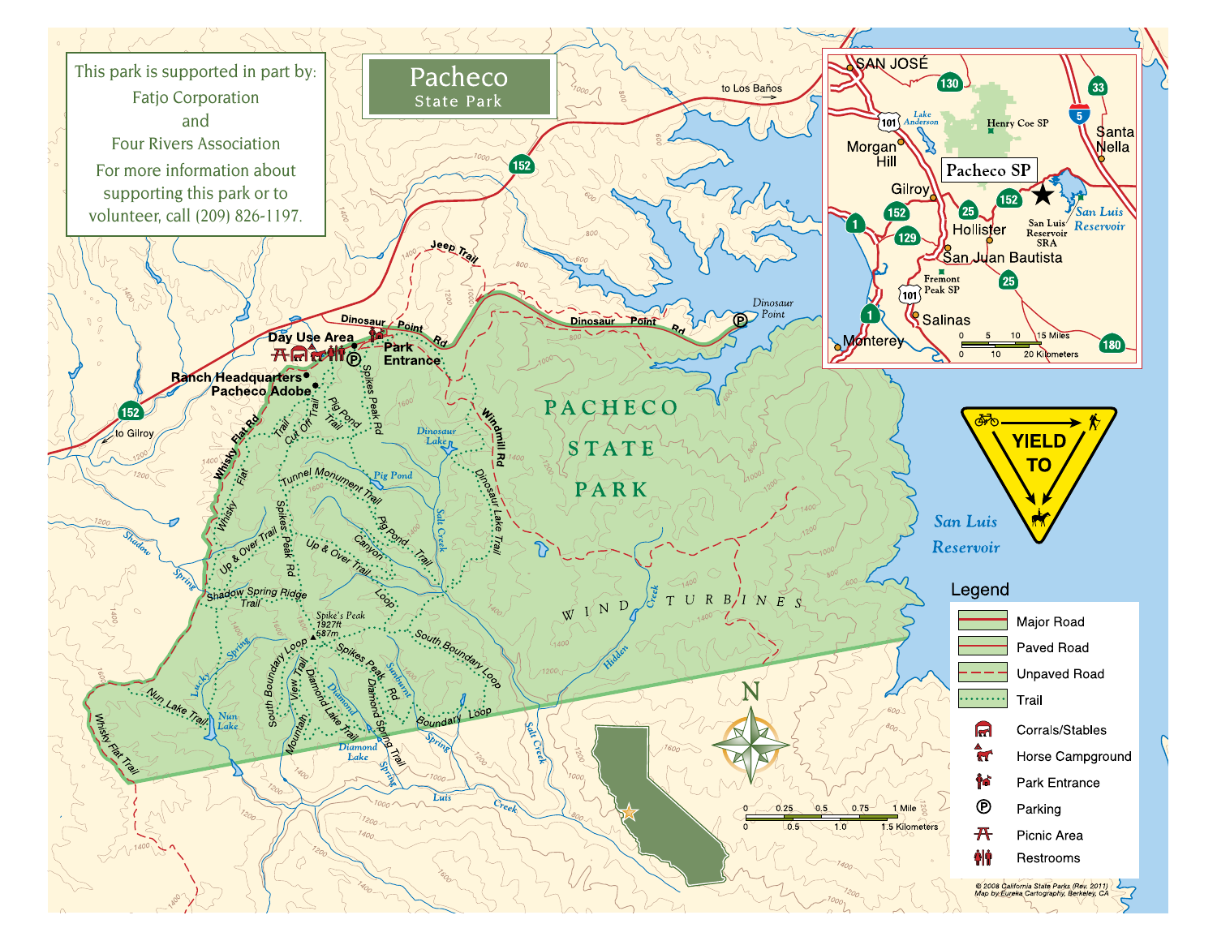This park is supported in part by:
Fatjo Corporation
and
Four Rivers Association

For more information about supporting this park or to volunteer, call (209) 826-1197.

# Pacheco

## State Park

Legend

- Major Road
- Paved Road
- Unpaved Road
- Trail
- Corrals/Stables
- Horse Campground
- Park Entrance
- Parking
- Picnic Area
- Restrooms

YIELD TO

© 2008 California State Parks (Rev. 2011)
Map by Eureka Cartography, Berkeley, CA